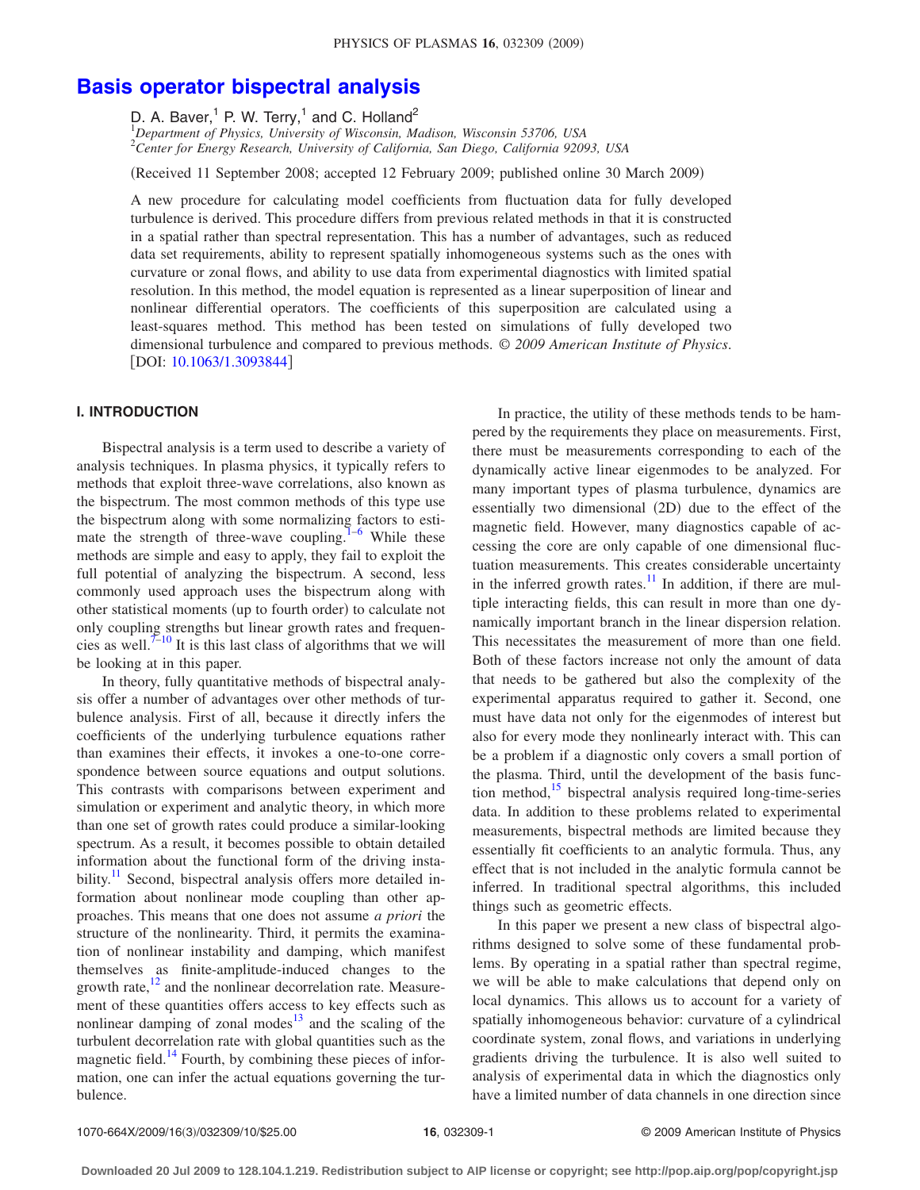# Basis operator bispectral analysis

D. A. Baver,[1] P. W. Terry,[1] and C. Holland[2]

[1]*Department of Physics, University of Wisconsin, Madison, Wisconsin 53706, USA*
[2]*Center for Energy Research, University of California, San Diego, California 92093, USA*

(Received 11 September 2008; accepted 12 February 2009; published online 30 March 2009)

A new procedure for calculating model coefficients from fluctuation data for fully developed turbulence is derived. This procedure differs from previous related methods in that it is constructed in a spatial rather than spectral representation. This has a number of advantages, such as reduced data set requirements, ability to represent spatially inhomogeneous systems such as the ones with curvature or zonal flows, and ability to use data from experimental diagnostics with limited spatial resolution. In this method, the model equation is represented as a linear superposition of linear and nonlinear differential operators. The coefficients of this superposition are calculated using a least-squares method. This method has been tested on simulations of fully developed two dimensional turbulence and compared to previous methods. *© 2009 American Institute of Physics*. [DOI: 10.1063/1.3093844]

## I. INTRODUCTION

Bispectral analysis is a term used to describe a variety of analysis techniques. In plasma physics, it typically refers to methods that exploit three-wave correlations, also known as the bispectrum. The most common methods of this type use the bispectrum along with some normalizing factors to estimate the strength of three-wave coupling.[1–6] While these methods are simple and easy to apply, they fail to exploit the full potential of analyzing the bispectrum. A second, less commonly used approach uses the bispectrum along with other statistical moments (up to fourth order) to calculate not only coupling strengths but linear growth rates and frequencies as well.[7–10] It is this last class of algorithms that we will be looking at in this paper.

In theory, fully quantitative methods of bispectral analysis offer a number of advantages over other methods of turbulence analysis. First of all, because it directly infers the coefficients of the underlying turbulence equations rather than examines their effects, it invokes a one-to-one correspondence between source equations and output solutions. This contrasts with comparisons between experiment and simulation or experiment and analytic theory, in which more than one set of growth rates could produce a similar-looking spectrum. As a result, it becomes possible to obtain detailed information about the functional form of the driving instability.[11] Second, bispectral analysis offers more detailed information about nonlinear mode coupling than other approaches. This means that one does not assume *a priori* the structure of the nonlinearity. Third, it permits the examination of nonlinear instability and damping, which manifest themselves as finite-amplitude-induced changes to the growth rate,[12] and the nonlinear decorrelation rate. Measurement of these quantities offers access to key effects such as nonlinear damping of zonal modes[13] and the scaling of the turbulent decorrelation rate with global quantities such as the magnetic field.[14] Fourth, by combining these pieces of information, one can infer the actual equations governing the turbulence.

In practice, the utility of these methods tends to be hampered by the requirements they place on measurements. First, there must be measurements corresponding to each of the dynamically active linear eigenmodes to be analyzed. For many important types of plasma turbulence, dynamics are essentially two dimensional (2D) due to the effect of the magnetic field. However, many diagnostics capable of accessing the core are only capable of one dimensional fluctuation measurements. This creates considerable uncertainty in the inferred growth rates.[11] In addition, if there are multiple interacting fields, this can result in more than one dynamically important branch in the linear dispersion relation. This necessitates the measurement of more than one field. Both of these factors increase not only the amount of data that needs to be gathered but also the complexity of the experimental apparatus required to gather it. Second, one must have data not only for the eigenmodes of interest but also for every mode they nonlinearly interact with. This can be a problem if a diagnostic only covers a small portion of the plasma. Third, until the development of the basis function method,[15] bispectral analysis required long-time-series data. In addition to these problems related to experimental measurements, bispectral methods are limited because they essentially fit coefficients to an analytic formula. Thus, any effect that is not included in the analytic formula cannot be inferred. In traditional spectral algorithms, this included things such as geometric effects.

In this paper we present a new class of bispectral algorithms designed to solve some of these fundamental problems. By operating in a spatial rather than spectral regime, we will be able to make calculations that depend only on local dynamics. This allows us to account for a variety of spatially inhomogeneous behavior: curvature of a cylindrical coordinate system, zonal flows, and variations in underlying gradients driving the turbulence. It is also well suited to analysis of experimental data in which the diagnostics only have a limited number of data channels in one direction since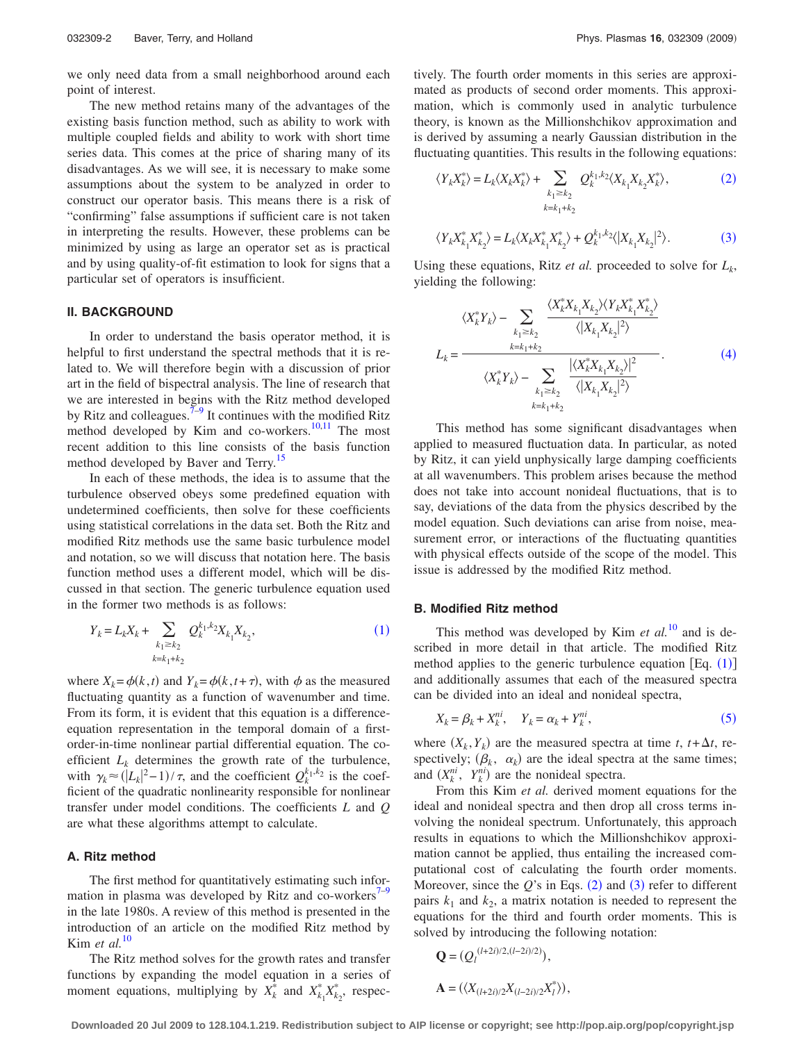we only need data from a small neighborhood around each point of interest.

The new method retains many of the advantages of the existing basis function method, such as ability to work with multiple coupled fields and ability to work with short time series data. This comes at the price of sharing many of its disadvantages. As we will see, it is necessary to make some assumptions about the system to be analyzed in order to construct our operator basis. This means there is a risk of "confirming" false assumptions if sufficient care is not taken in interpreting the results. However, these problems can be minimized by using as large an operator set as is practical and by using quality-of-fit estimation to look for signs that a particular set of operators is insufficient.

## II. BACKGROUND

In order to understand the basis operator method, it is helpful to first understand the spectral methods that it is related to. We will therefore begin with a discussion of prior art in the field of bispectral analysis. The line of research that we are interested in begins with the Ritz method developed by Ritz and colleagues.[7–9] It continues with the modified Ritz method developed by Kim and co-workers.[10,11] The most recent addition to this line consists of the basis function method developed by Baver and Terry.[15]

In each of these methods, the idea is to assume that the turbulence observed obeys some predefined equation with undetermined coefficients, then solve for these coefficients using statistical correlations in the data set. Both the Ritz and modified Ritz methods use the same basic turbulence model and notation, so we will discuss that notation here. The basis function method uses a different model, which will be discussed in that section. The generic turbulence equation used in the former two methods is as follows:

$$Y_k = L_k X_k + \sum_{\substack{k_1 \geq k_2 \\ k=k_1+k_2}} Q_k^{k_1,k_2} X_{k_1} X_{k_2}, \tag{1}$$

where $X_k = \phi(k,t)$ and $Y_k = \phi(k,t+\tau)$, with $\phi$ as the measured fluctuating quantity as a function of wavenumber and time. From its form, it is evident that this equation is a difference-equation representation in the temporal domain of a first-order-in-time nonlinear partial differential equation. The coefficient $L_k$ determines the growth rate of the turbulence, with $\gamma_k \approx (|L_k|^2 - 1)/\tau$, and the coefficient $Q_k^{k_1,k_2}$ is the coefficient of the quadratic nonlinearity responsible for nonlinear transfer under model conditions. The coefficients $L$ and $Q$ are what these algorithms attempt to calculate.

### A. Ritz method

The first method for quantitatively estimating such information in plasma was developed by Ritz and co-workers[7–9] in the late 1980s. A review of this method is presented in the introduction of an article on the modified Ritz method by Kim *et al.*[10]

The Ritz method solves for the growth rates and transfer functions by expanding the model equation in a series of moment equations, multiplying by $X_k^*$ and $X_{k_1}^* X_{k_2}^*$, respectively. The fourth order moments in this series are approximated as products of second order moments. This approximation, which is commonly used in analytic turbulence theory, is known as the Millionshchikov approximation and is derived by assuming a nearly Gaussian distribution in the fluctuating quantities. This results in the following equations:

$$\langle Y_k X_k^* \rangle = L_k \langle X_k X_k^* \rangle + \sum_{\substack{k_1 \geq k_2 \\ k=k_1+k_2}} Q_k^{k_1,k_2} \langle X_{k_1} X_{k_2} X_k^* \rangle, \tag{2}$$

$$\langle Y_k X_{k_1}^* X_{k_2}^* \rangle = L_k \langle X_k X_k^* X_{k_1}^* X_{k_2}^* \rangle + Q_k^{k_1,k_2} \langle |X_{k_1} X_{k_2}|^2 \rangle. \tag{3}$$

Using these equations, Ritz *et al.* proceeded to solve for $L_k$, yielding the following:

$$L_k = \frac{\langle X_k^* Y_k \rangle - \sum_{\substack{k_1 \geq k_2 \\ k=k_1+k_2}} \frac{\langle X_k^* X_{k_1} X_{k_2} \rangle \langle Y_k X_{k_1}^* X_{k_2}^* \rangle}{\langle |X_{k_1} X_{k_2}|^2 \rangle}}{\langle X_k^* Y_k \rangle - \sum_{\substack{k_1 \geq k_2 \\ k=k_1+k_2}} \frac{|\langle X_k^* X_{k_1} X_{k_2} \rangle|^2}{\langle |X_{k_1} X_{k_2}|^2 \rangle}}. \tag{4}$$

This method has some significant disadvantages when applied to measured fluctuation data. In particular, as noted by Ritz, it can yield unphysically large damping coefficients at all wavenumbers. This problem arises because the method does not take into account nonideal fluctuations, that is to say, deviations of the data from the physics described by the model equation. Such deviations can arise from noise, measurement error, or interactions of the fluctuating quantities with physical effects outside of the scope of the model. This issue is addressed by the modified Ritz method.

### B. Modified Ritz method

This method was developed by Kim *et al.*[10] and is described in more detail in that article. The modified Ritz method applies to the generic turbulence equation [Eq. (1)] and additionally assumes that each of the measured spectra can be divided into an ideal and nonideal spectra,

$$X_k = \beta_k + X_k^{ni}, \quad Y_k = \alpha_k + Y_k^{ni}, \tag{5}$$

where $(X_k, Y_k)$ are the measured spectra at time $t$, $t+\Delta t$, respectively; $(\beta_k,\ \alpha_k)$ are the ideal spectra at the same times; and $(X_k^{ni},\ Y_k^{ni})$ are the nonideal spectra.

From this Kim *et al.* derived moment equations for the ideal and nonideal spectra and then drop all cross terms involving the nonideal spectrum. Unfortunately, this approach results in equations to which the Millionshchikov approximation cannot be applied, thus entailing the increased computational cost of calculating the fourth order moments. Moreover, since the $Q$'s in Eqs. (2) and (3) refer to different pairs $k_1$ and $k_2$, a matrix notation is needed to represent the equations for the third and fourth order moments. This is solved by introducing the following notation:

$$\mathbf{Q} = (Q_l^{(l+2i)/2,(l-2i)/2}),$$

$$\mathbf{A} = (\langle X_{(l+2i)/2} X_{(l-2i)/2} X_l^* \rangle),$$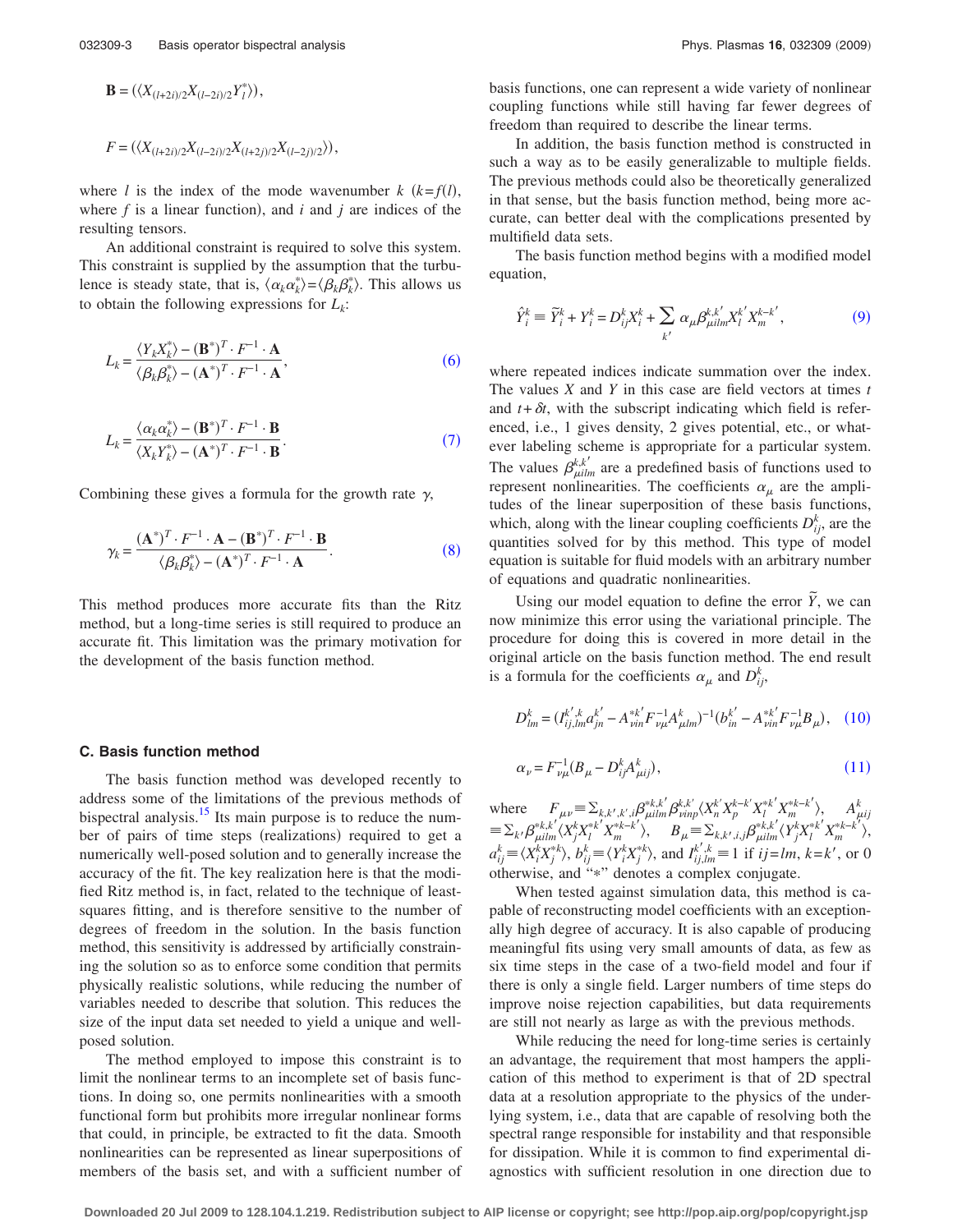$$\mathbf{B} = (\langle X_{(l+2i)/2} X_{(l-2i)/2} Y_l^* \rangle),$$

$$F = (\langle X_{(l+2i)/2} X_{(l-2i)/2} X_{(l+2j)/2} X_{(l-2j)/2} \rangle),$$

where $l$ is the index of the mode wavenumber $k$ ($k=f(l)$, where $f$ is a linear function), and $i$ and $j$ are indices of the resulting tensors.

An additional constraint is required to solve this system. This constraint is supplied by the assumption that the turbulence is steady state, that is, $\langle \alpha_k \alpha_k^* \rangle = \langle \beta_k \beta_k^* \rangle$. This allows us to obtain the following expressions for $L_k$:

$$L_k = \frac{\langle Y_k X_k^* \rangle - (\mathbf{B}^*)^T \cdot F^{-1} \cdot \mathbf{A}}{\langle \beta_k \beta_k^* \rangle - (\mathbf{A}^*)^T \cdot F^{-1} \cdot \mathbf{A}}, \tag{6}$$

$$L_k = \frac{\langle \alpha_k \alpha_k^* \rangle - (\mathbf{B}^*)^T \cdot F^{-1} \cdot \mathbf{B}}{\langle X_k Y_k^* \rangle - (\mathbf{A}^*)^T \cdot F^{-1} \cdot \mathbf{B}}. \tag{7}$$

Combining these gives a formula for the growth rate $\gamma$,

$$\gamma_k = \frac{(\mathbf{A}^*)^T \cdot F^{-1} \cdot \mathbf{A} - (\mathbf{B}^*)^T \cdot F^{-1} \cdot \mathbf{B}}{\langle \beta_k \beta_k^* \rangle - (\mathbf{A}^*)^T \cdot F^{-1} \cdot \mathbf{A}}. \tag{8}$$

This method produces more accurate fits than the Ritz method, but a long-time series is still required to produce an accurate fit. This limitation was the primary motivation for the development of the basis function method.

### C. Basis function method

The basis function method was developed recently to address some of the limitations of the previous methods of bispectral analysis.[15] Its main purpose is to reduce the number of pairs of time steps (realizations) required to get a numerically well-posed solution and to generally increase the accuracy of the fit. The key realization here is that the modified Ritz method is, in fact, related to the technique of least-squares fitting, and is therefore sensitive to the number of degrees of freedom in the solution. In the basis function method, this sensitivity is addressed by artificially constraining the solution so as to enforce some condition that permits physically realistic solutions, while reducing the number of variables needed to describe that solution. This reduces the size of the input data set needed to yield a unique and well-posed solution.

The method employed to impose this constraint is to limit the nonlinear terms to an incomplete set of basis functions. In doing so, one permits nonlinearities with a smooth functional form but prohibits more irregular nonlinear forms that could, in principle, be extracted to fit the data. Smooth nonlinearities can be represented as linear superpositions of members of the basis set, and with a sufficient number of basis functions, one can represent a wide variety of nonlinear coupling functions while still having far fewer degrees of freedom than required to describe the linear terms.

In addition, the basis function method is constructed in such a way as to be easily generalizable to multiple fields. The previous methods could also be theoretically generalized in that sense, but the basis function method, being more accurate, can better deal with the complications presented by multifield data sets.

The basis function method begins with a modified model equation,

$$\hat{Y}_i^k \equiv \tilde{Y}_i^k + Y_i^k = D_{ij}^k X_i^k + \sum_{k'} \alpha_\mu \beta_{\mu ilm}^{k,k'} X_l^{k'} X_m^{k-k'}, \tag{9}$$

where repeated indices indicate summation over the index. The values $X$ and $Y$ in this case are field vectors at times $t$ and $t+\delta t$, with the subscript indicating which field is referenced, i.e., 1 gives density, 2 gives potential, etc., or whatever labeling scheme is appropriate for a particular system. The values $\beta_{\mu ilm}^{k,k'}$ are a predefined basis of functions used to represent nonlinearities. The coefficients $\alpha_\mu$ are the amplitudes of the linear superposition of these basis functions, which, along with the linear coupling coefficients $D_{ij}^k$, are the quantities solved for by this method. This type of model equation is suitable for fluid models with an arbitrary number of equations and quadratic nonlinearities.

Using our model equation to define the error $\tilde{Y}$, we can now minimize this error using the variational principle. The procedure for doing this is covered in more detail in the original article on the basis function method. The end result is a formula for the coefficients $\alpha_\mu$ and $D_{ij}^k$,

$$D_{lm}^k = (I_{ij,lm}^{k',k} a_{jn}^{k'} - A_{vin}^{*k'} F_{\nu\mu}^{-1} A_{\mu lm}^k)^{-1} (b_{in}^{k'} - A_{vin}^{*k'} F_{\nu\mu}^{-1} B_\mu), \tag{10}$$

$$\alpha_\nu = F_{\nu\mu}^{-1} (B_\mu - D_{ij}^k A_{\mu ij}^k), \tag{11}$$

where $F_{\mu\nu} \equiv \Sigma_{k,k',k',i} \beta_{\mu ilm}^{*k,k'} \beta_{\nu inp}^{k,k'} \langle X_n^{k'} X_p^{k-k'} X_l^{*k'} X_m^{*k-k'} \rangle$, $A_{\mu ij}^k \equiv \Sigma_{k'} \beta_{\mu ilm}^{*k,k'} \langle X_j^k X_l^{*k'} X_m^{*k-k'} \rangle$, $B_\mu \equiv \Sigma_{k,k',i,j} \beta_{\mu ilm}^{*k,k'} \langle Y_j^k X_l^{*k'} X_m^{*k-k'} \rangle$, $a_{ij}^k \equiv \langle X_i^k X_j^{*k} \rangle$, $b_{ij}^k \equiv \langle Y_i^k X_j^{*k} \rangle$, and $I_{ij,lm}^{k',k} \equiv 1$ if $ij=lm$, $k=k'$, or 0 otherwise, and "*" denotes a complex conjugate.

When tested against simulation data, this method is capable of reconstructing model coefficients with an exceptionally high degree of accuracy. It is also capable of producing meaningful fits using very small amounts of data, as few as six time steps in the case of a two-field model and four if there is only a single field. Larger numbers of time steps do improve noise rejection capabilities, but data requirements are still not nearly as large as with the previous methods.

While reducing the need for long-time series is certainly an advantage, the requirement that most hampers the application of this method to experiment is that of 2D spectral data at a resolution appropriate to the physics of the underlying system, i.e., data that are capable of resolving both the spectral range responsible for instability and that responsible for dissipation. While it is common to find experimental diagnostics with sufficient resolution in one direction due to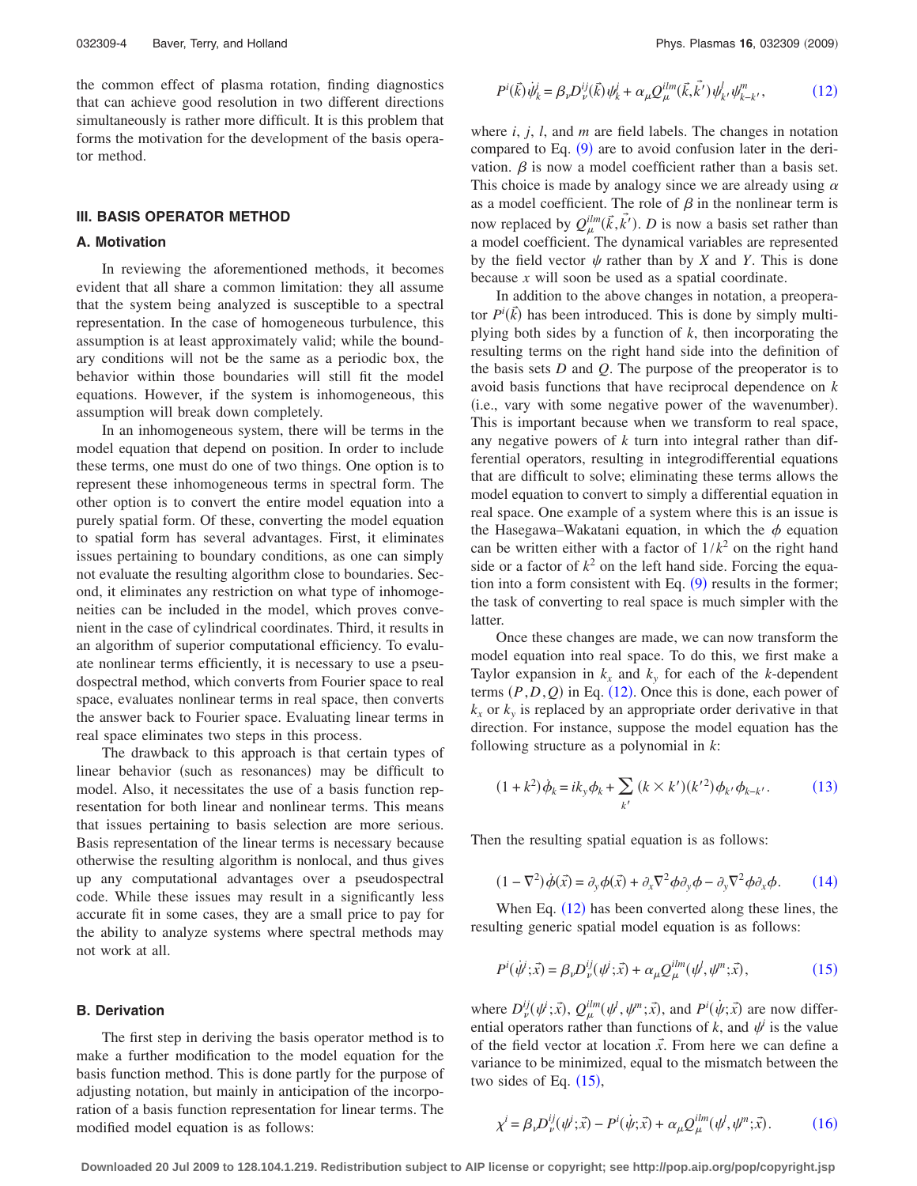the common effect of plasma rotation, finding diagnostics that can achieve good resolution in two different directions simultaneously is rather more difficult. It is this problem that forms the motivation for the development of the basis operator method.

## III. BASIS OPERATOR METHOD

### A. Motivation

In reviewing the aforementioned methods, it becomes evident that all share a common limitation: they all assume that the system being analyzed is susceptible to a spectral representation. In the case of homogeneous turbulence, this assumption is at least approximately valid; while the boundary conditions will not be the same as a periodic box, the behavior within those boundaries will still fit the model equations. However, if the system is inhomogeneous, this assumption will break down completely.

In an inhomogeneous system, there will be terms in the model equation that depend on position. In order to include these terms, one must do one of two things. One option is to represent these inhomogeneous terms in spectral form. The other option is to convert the entire model equation into a purely spatial form. Of these, converting the model equation to spatial form has several advantages. First, it eliminates issues pertaining to boundary conditions, as one can simply not evaluate the resulting algorithm close to boundaries. Second, it eliminates any restriction on what type of inhomogeneities can be included in the model, which proves convenient in the case of cylindrical coordinates. Third, it results in an algorithm of superior computational efficiency. To evaluate nonlinear terms efficiently, it is necessary to use a pseudospectral method, which converts from Fourier space to real space, evaluates nonlinear terms in real space, then converts the answer back to Fourier space. Evaluating linear terms in real space eliminates two steps in this process.

The drawback to this approach is that certain types of linear behavior (such as resonances) may be difficult to model. Also, it necessitates the use of a basis function representation for both linear and nonlinear terms. This means that issues pertaining to basis selection are more serious. Basis representation of the linear terms is necessary because otherwise the resulting algorithm is nonlocal, and thus gives up any computational advantages over a pseudospectral code. While these issues may result in a significantly less accurate fit in some cases, they are a small price to pay for the ability to analyze systems where spectral methods may not work at all.

### B. Derivation

The first step in deriving the basis operator method is to make a further modification to the model equation for the basis function method. This is done partly for the purpose of adjusting notation, but mainly in anticipation of the incorporation of a basis function representation for linear terms. The modified model equation is as follows:

$$P^i(\vec{k})\dot{\psi}_k^j = \beta_\nu D_\nu^{ij}(\vec{k})\psi_k^j + \alpha_\mu Q_\mu^{ilm}(\vec{k},\vec{k'})\psi_{k'}^l\psi_{k-k'}^m, \tag{12}$$

where $i$, $j$, $l$, and $m$ are field labels. The changes in notation compared to Eq. (9) are to avoid confusion later in the derivation. $\beta$ is now a model coefficient rather than a basis set. This choice is made by analogy since we are already using $\alpha$ as a model coefficient. The role of $\beta$ in the nonlinear term is now replaced by $Q_\mu^{ilm}(\vec{k},\vec{k'})$. $D$ is now a basis set rather than a model coefficient. The dynamical variables are represented by the field vector $\psi$ rather than by $X$ and $Y$. This is done because $x$ will soon be used as a spatial coordinate.

In addition to the above changes in notation, a preoperator $P^i(\vec{k})$ has been introduced. This is done by simply multiplying both sides by a function of $k$, then incorporating the resulting terms on the right hand side into the definition of the basis sets $D$ and $Q$. The purpose of the preoperator is to avoid basis functions that have reciprocal dependence on $k$ (i.e., vary with some negative power of the wavenumber). This is important because when we transform to real space, any negative powers of $k$ turn into integral rather than differential operators, resulting in integrodifferential equations that are difficult to solve; eliminating these terms allows the model equation to convert to simply a differential equation in real space. One example of a system where this is an issue is the Hasegawa–Wakatani equation, in which the $\phi$ equation can be written either with a factor of $1/k^2$ on the right hand side or a factor of $k^2$ on the left hand side. Forcing the equation into a form consistent with Eq. (9) results in the former; the task of converting to real space is much simpler with the latter.

Once these changes are made, we can now transform the model equation into real space. To do this, we first make a Taylor expansion in $k_x$ and $k_y$ for each of the $k$-dependent terms $(P,D,Q)$ in Eq. (12). Once this is done, each power of $k_x$ or $k_y$ is replaced by an appropriate order derivative in that direction. For instance, suppose the model equation has the following structure as a polynomial in $k$:

$$(1+k^2)\dot{\phi}_k = ik_y\phi_k + \sum_{k'}(k\times k')(k'^2)\phi_{k'}\phi_{k-k'}. \tag{13}$$

Then the resulting spatial equation is as follows:

$$(1-\nabla^2)\dot{\phi}(\vec{x}) = \partial_y\phi(\vec{x}) + \partial_x\nabla^2\phi\partial_y\phi - \partial_y\nabla^2\phi\partial_x\phi. \tag{14}$$

When Eq. (12) has been converted along these lines, the resulting generic spatial model equation is as follows:

$$P^i(\dot{\psi}^j;\vec{x}) = \beta_\nu D_\nu^{ij}(\psi^j;\vec{x}) + \alpha_\mu Q_\mu^{ilm}(\psi^l,\psi^m;\vec{x}), \tag{15}$$

where $D_\nu^{ij}(\psi^j;\vec{x})$, $Q_\mu^{ilm}(\psi^l,\psi^m;\vec{x})$, and $P^i(\dot{\psi};\vec{x})$ are now differential operators rather than functions of $k$, and $\psi^j$ is the value of the field vector at location $\vec{x}$. From here we can define a variance to be minimized, equal to the mismatch between the two sides of Eq. (15),

$$\chi^i = \beta_\nu D_\nu^{ij}(\psi^j;\vec{x}) - P^i(\dot{\psi};\vec{x}) + \alpha_\mu Q_\mu^{ilm}(\psi^l,\psi^m;\vec{x}). \tag{16}$$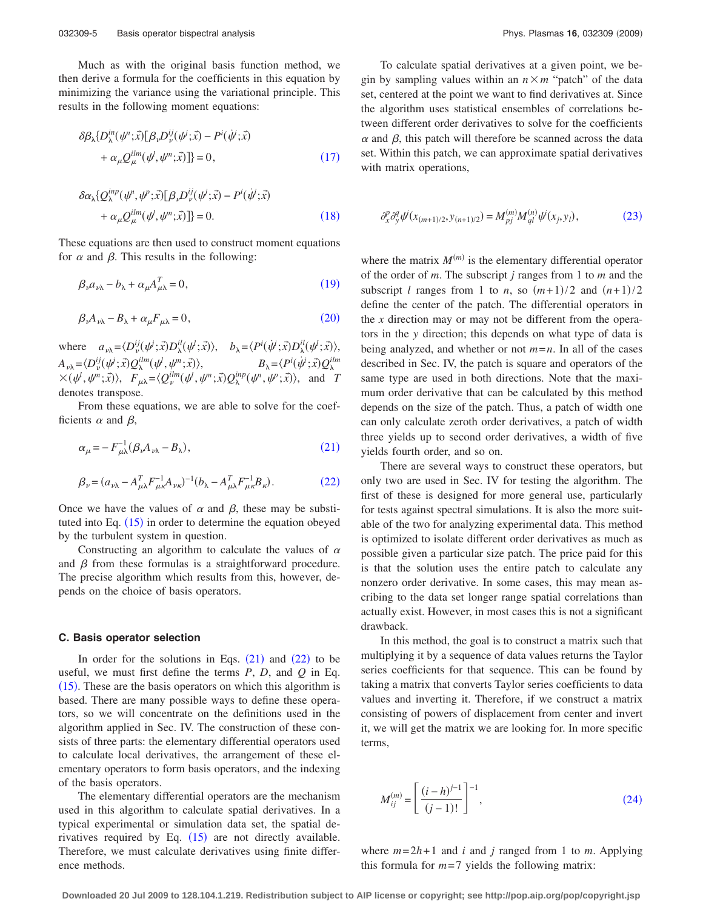Much as with the original basis function method, we then derive a formula for the coefficients in this equation by minimizing the variance using the variational principle. This results in the following moment equations:

$$\delta\beta_\lambda\{D_\lambda^{in}(\psi^n;\vec{x})[\beta_\nu D_\nu^{ij}(\psi^j;\vec{x}) - P^i(\dot{\psi}^j;\vec{x}) + \alpha_\mu Q_\mu^{ilm}(\psi^l,\psi^m;\vec{x})]\} = 0, \tag{17}$$

$$\delta\alpha_\lambda\{Q_\lambda^{inp}(\psi^n,\psi^p;\vec{x})[\beta_\nu D_\nu^{ij}(\psi^j;\vec{x}) - P^i(\dot{\psi}^j;\vec{x}) + \alpha_\mu Q_\mu^{ilm}(\psi^l,\psi^m;\vec{x})]\} = 0. \tag{18}$$

These equations are then used to construct moment equations for $\alpha$ and $\beta$. This results in the following:

$$\beta_\nu a_{\nu\lambda} - b_\lambda + \alpha_\mu A_{\mu\lambda}^T = 0, \tag{19}$$

$$\beta_\nu A_{\nu\lambda} - B_\lambda + \alpha_\mu F_{\mu\lambda} = 0, \tag{20}$$

where $a_{\nu\lambda} = \langle D_\nu^{ij}(\psi^j;\vec{x}) D_\lambda^{il}(\psi^l;\vec{x})\rangle$, $b_\lambda = \langle P^i(\dot{\psi}^j;\vec{x}) D_\lambda^{il}(\psi^l;\vec{x})\rangle$, $A_{\nu\lambda} = \langle D_\nu^{ij}(\psi^j;\vec{x}) Q_\lambda^{ilm}(\psi^l,\psi^m;\vec{x})\rangle$, $B_\lambda = \langle P^i(\dot{\psi}^j;\vec{x}) Q_\lambda^{ilm} \times(\psi^l,\psi^m;\vec{x})\rangle$, $F_{\mu\lambda} = \langle Q_\nu^{ilm}(\psi^l,\psi^m;\vec{x}) Q_\lambda^{inp}(\psi^n,\psi^p;\vec{x})\rangle$, and $T$ denotes transpose.

From these equations, we are able to solve for the coefficients $\alpha$ and $\beta$,

$$\alpha_\mu = -F_{\mu\lambda}^{-1}(\beta_\nu A_{\nu\lambda} - B_\lambda), \tag{21}$$

$$\beta_\nu = (a_{\nu\lambda} - A_{\mu\lambda}^T F_{\mu\kappa}^{-1} A_{\nu\kappa})^{-1}(b_\lambda - A_{\mu\lambda}^T F_{\mu\kappa}^{-1} B_\kappa). \tag{22}$$

Once we have the values of $\alpha$ and $\beta$, these may be substituted into Eq. (15) in order to determine the equation obeyed by the turbulent system in question.

Constructing an algorithm to calculate the values of $\alpha$ and $\beta$ from these formulas is a straightforward procedure. The precise algorithm which results from this, however, depends on the choice of basis operators.

### C. Basis operator selection

In order for the solutions in Eqs. (21) and (22) to be useful, we must first define the terms $P$, $D$, and $Q$ in Eq. (15). These are the basis operators on which this algorithm is based. There are many possible ways to define these operators, so we will concentrate on the definitions used in the algorithm applied in Sec. IV. The construction of these consists of three parts: the elementary differential operators used to calculate local derivatives, the arrangement of these elementary operators to form basis operators, and the indexing of the basis operators.

The elementary differential operators are the mechanism used in this algorithm to calculate spatial derivatives. In a typical experimental or simulation data set, the spatial derivatives required by Eq. (15) are not directly available. Therefore, we must calculate derivatives using finite difference methods.

To calculate spatial derivatives at a given point, we begin by sampling values within an $n\times m$ "patch" of the data set, centered at the point we want to find derivatives at. Since the algorithm uses statistical ensembles of correlations between different order derivatives to solve for the coefficients $\alpha$ and $\beta$, this patch will therefore be scanned across the data set. Within this patch, we can approximate spatial derivatives with matrix operations,

$$\partial_x^p \partial_y^q \psi^i(x_{(m+1)/2}, y_{(n+1)/2}) = M_{pj}^{(m)} M_{ql}^{(n)} \psi^i(x_j, y_l), \tag{23}$$

where the matrix $M^{(m)}$ is the elementary differential operator of the order of $m$. The subscript $j$ ranges from 1 to $m$ and the subscript $l$ ranges from 1 to $n$, so $(m+1)/2$ and $(n+1)/2$ define the center of the patch. The differential operators in the $x$ direction may or may not be different from the operators in the $y$ direction; this depends on what type of data is being analyzed, and whether or not $m=n$. In all of the cases described in Sec. IV, the patch is square and operators of the same type are used in both directions. Note that the maximum order derivative that can be calculated by this method depends on the size of the patch. Thus, a patch of width one can only calculate zeroth order derivatives, a patch of width three yields up to second order derivatives, a width of five yields fourth order, and so on.

There are several ways to construct these operators, but only two are used in Sec. IV for testing the algorithm. The first of these is designed for more general use, particularly for tests against spectral simulations. It is also the more suitable of the two for analyzing experimental data. This method is optimized to isolate different order derivatives as much as possible given a particular size patch. The price paid for this is that the solution uses the entire patch to calculate any nonzero order derivative. In some cases, this may mean ascribing to the data set longer range spatial correlations than actually exist. However, in most cases this is not a significant drawback.

In this method, the goal is to construct a matrix such that multiplying it by a sequence of data values returns the Taylor series coefficients for that sequence. This can be found by taking a matrix that converts Taylor series coefficients to data values and inverting it. Therefore, if we construct a matrix consisting of powers of displacement from center and invert it, we will get the matrix we are looking for. In more specific terms,

$$M_{ij}^{(m)} = \left[\frac{(i-h)^{j-1}}{(j-1)!}\right]^{-1}, \tag{24}$$

where $m=2h+1$ and $i$ and $j$ ranged from 1 to $m$. Applying this formula for $m=7$ yields the following matrix: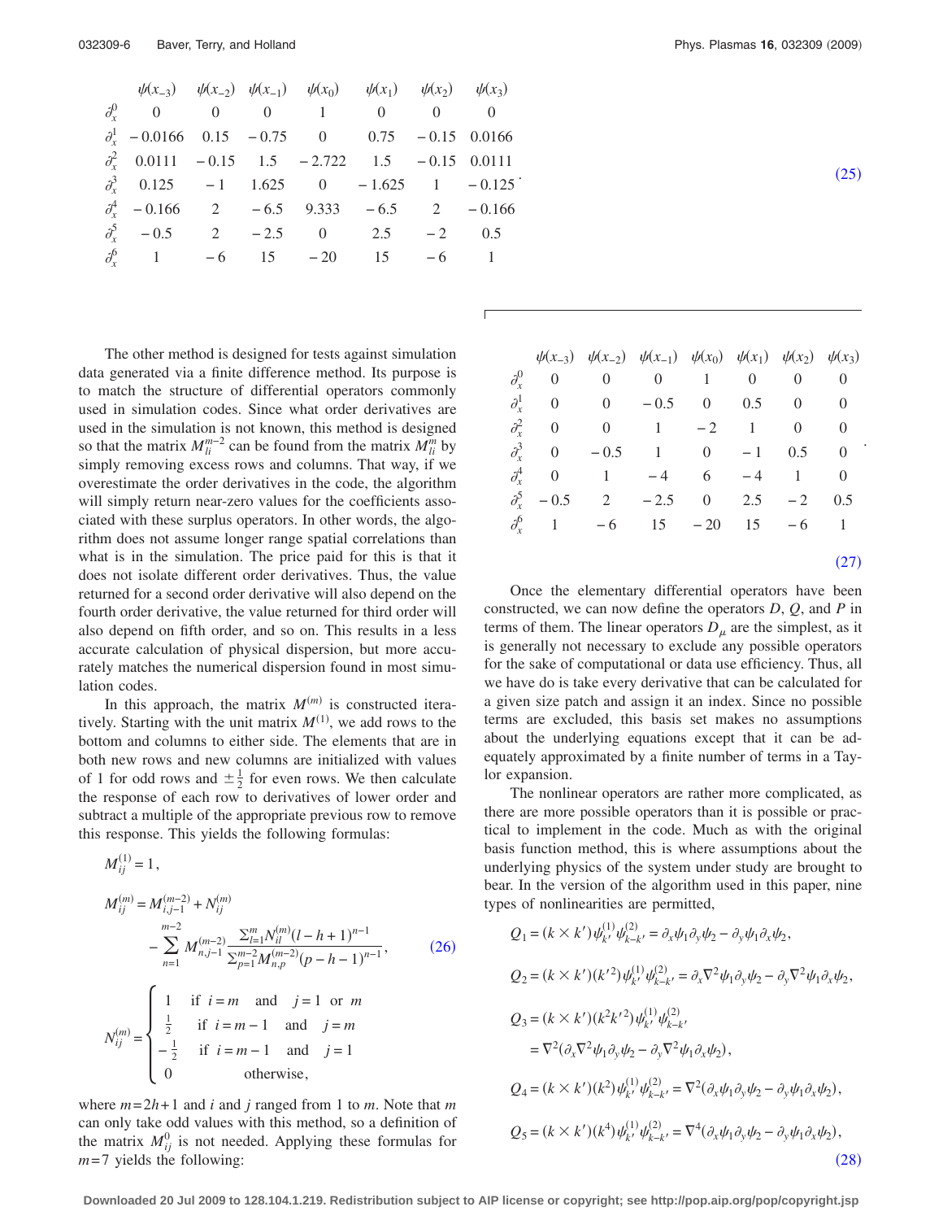$$
\begin{array}{cccccccc}
 & \psi(x_{-3}) & \psi(x_{-2}) & \psi(x_{-1}) & \psi(x_0) & \psi(x_1) & \psi(x_2) & \psi(x_3) \\
\partial_x^0 & 0 & 0 & 0 & 1 & 0 & 0 & 0 \\
\partial_x^1 & -0.0166 & 0.15 & -0.75 & 0 & 0.75 & -0.15 & 0.0166 \\
\partial_x^2 & 0.0111 & -0.15 & 1.5 & -2.722 & 1.5 & -0.15 & 0.0111 \\
\partial_x^3 & 0.125 & -1 & 1.625 & 0 & -1.625 & 1 & -0.125 \\
\partial_x^4 & -0.166 & 2 & -6.5 & 9.333 & -6.5 & 2 & -0.166 \\
\partial_x^5 & -0.5 & 2 & -2.5 & 0 & 2.5 & -2 & 0.5 \\
\partial_x^6 & 1 & -6 & 15 & -20 & 15 & -6 & 1
\end{array}. \tag{25}
$$

The other method is designed for tests against simulation data generated via a finite difference method. Its purpose is to match the structure of differential operators commonly used in simulation codes. Since what order derivatives are used in the simulation is not known, this method is designed so that the matrix $M_{li}^{m-2}$ can be found from the matrix $M_{li}^{m}$ by simply removing excess rows and columns. That way, if we overestimate the order derivatives in the code, the algorithm will simply return near-zero values for the coefficients associated with these surplus operators. In other words, the algorithm does not assume longer range spatial correlations than what is in the simulation. The price paid for this is that it does not isolate different order derivatives. Thus, the value returned for a second order derivative will also depend on the fourth order derivative, the value returned for third order will also depend on fifth order, and so on. This results in a less accurate calculation of physical dispersion, but more accurately matches the numerical dispersion found in most simulation codes.

In this approach, the matrix $M^{(m)}$ is constructed iteratively. Starting with the unit matrix $M^{(1)}$, we add rows to the bottom and columns to either side. The elements that are in both new rows and new columns are initialized with values of 1 for odd rows and $\pm\frac{1}{2}$ for even rows. We then calculate the response of each row to derivatives of lower order and subtract a multiple of the appropriate previous row to remove this response. This yields the following formulas:

$$
\begin{aligned}
M_{ij}^{(1)} &= 1, \\
M_{ij}^{(m)} &= M_{i,j-1}^{(m-2)} + N_{ij}^{(m)} \\
&\quad - \sum_{n=1}^{m-2} M_{n,j-1}^{(m-2)} \frac{\sum_{l=1}^{m} N_{il}^{(m)} (l-h+1)^{n-1}}{\sum_{p=1}^{m-2} M_{n,p}^{(m-2)} (p-h-1)^{n-1}}, \\
N_{ij}^{(m)} &= \begin{cases} 1 & \text{if } i=m \text{ and } j=1 \text{ or } m \\ \frac{1}{2} & \text{if } i=m-1 \text{ and } j=m \\ -\frac{1}{2} & \text{if } i=m-1 \text{ and } j=1 \\ 0 & \text{otherwise,} \end{cases}
\end{aligned} \tag{26}
$$

where $m=2h+1$ and $i$ and $j$ ranged from 1 to $m$. Note that $m$ can only take odd values with this method, so a definition of the matrix $M_{ij}^{0}$ is not needed. Applying these formulas for $m=7$ yields the following:

$$
\begin{array}{cccccccc}
 & \psi(x_{-3}) & \psi(x_{-2}) & \psi(x_{-1}) & \psi(x_0) & \psi(x_1) & \psi(x_2) & \psi(x_3) \\
\partial_x^0 & 0 & 0 & 0 & 1 & 0 & 0 & 0 \\
\partial_x^1 & 0 & 0 & -0.5 & 0 & 0.5 & 0 & 0 \\
\partial_x^2 & 0 & 0 & 1 & -2 & 1 & 0 & 0 \\
\partial_x^3 & 0 & -0.5 & 1 & 0 & -1 & 0.5 & 0 \\
\partial_x^4 & 0 & 1 & -4 & 6 & -4 & 1 & 0 \\
\partial_x^5 & -0.5 & 2 & -2.5 & 0 & 2.5 & -2 & 0.5 \\
\partial_x^6 & 1 & -6 & 15 & -20 & 15 & -6 & 1
\end{array}. \tag{27}
$$

Once the elementary differential operators have been constructed, we can now define the operators $D$, $Q$, and $P$ in terms of them. The linear operators $D_\mu$ are the simplest, as it is generally not necessary to exclude any possible operators for the sake of computational or data use efficiency. Thus, all we have do is take every derivative that can be calculated for a given size patch and assign it an index. Since no possible terms are excluded, this basis set makes no assumptions about the underlying equations except that it can be adequately approximated by a finite number of terms in a Taylor expansion.

The nonlinear operators are rather more complicated, as there are more possible operators than it is possible or practical to implement in the code. Much as with the original basis function method, this is where assumptions about the underlying physics of the system under study are brought to bear. In the version of the algorithm used in this paper, nine types of nonlinearities are permitted,

$$
\begin{aligned}
Q_1 &= (k \times k')\psi_{k'}^{(1)}\psi_{k-k'}^{(2)} = \partial_x\psi_1\partial_y\psi_2 - \partial_y\psi_1\partial_x\psi_2, \\
Q_2 &= (k \times k')(k'^2)\psi_{k'}^{(1)}\psi_{k-k'}^{(2)} = \partial_x\nabla^2\psi_1\partial_y\psi_2 - \partial_y\nabla^2\psi_1\partial_x\psi_2, \\
Q_3 &= (k \times k')(k^2k'^2)\psi_{k'}^{(1)}\psi_{k-k'}^{(2)} \\
&= \nabla^2(\partial_x\nabla^2\psi_1\partial_y\psi_2 - \partial_y\nabla^2\psi_1\partial_x\psi_2), \\
Q_4 &= (k \times k')(k^2)\psi_{k'}^{(1)}\psi_{k-k'}^{(2)} = \nabla^2(\partial_x\psi_1\partial_y\psi_2 - \partial_y\psi_1\partial_x\psi_2), \\
Q_5 &= (k \times k')(k^4)\psi_{k'}^{(1)}\psi_{k-k'}^{(2)} = \nabla^4(\partial_x\psi_1\partial_y\psi_2 - \partial_y\psi_1\partial_x\psi_2),
\end{aligned} \tag{28}
$$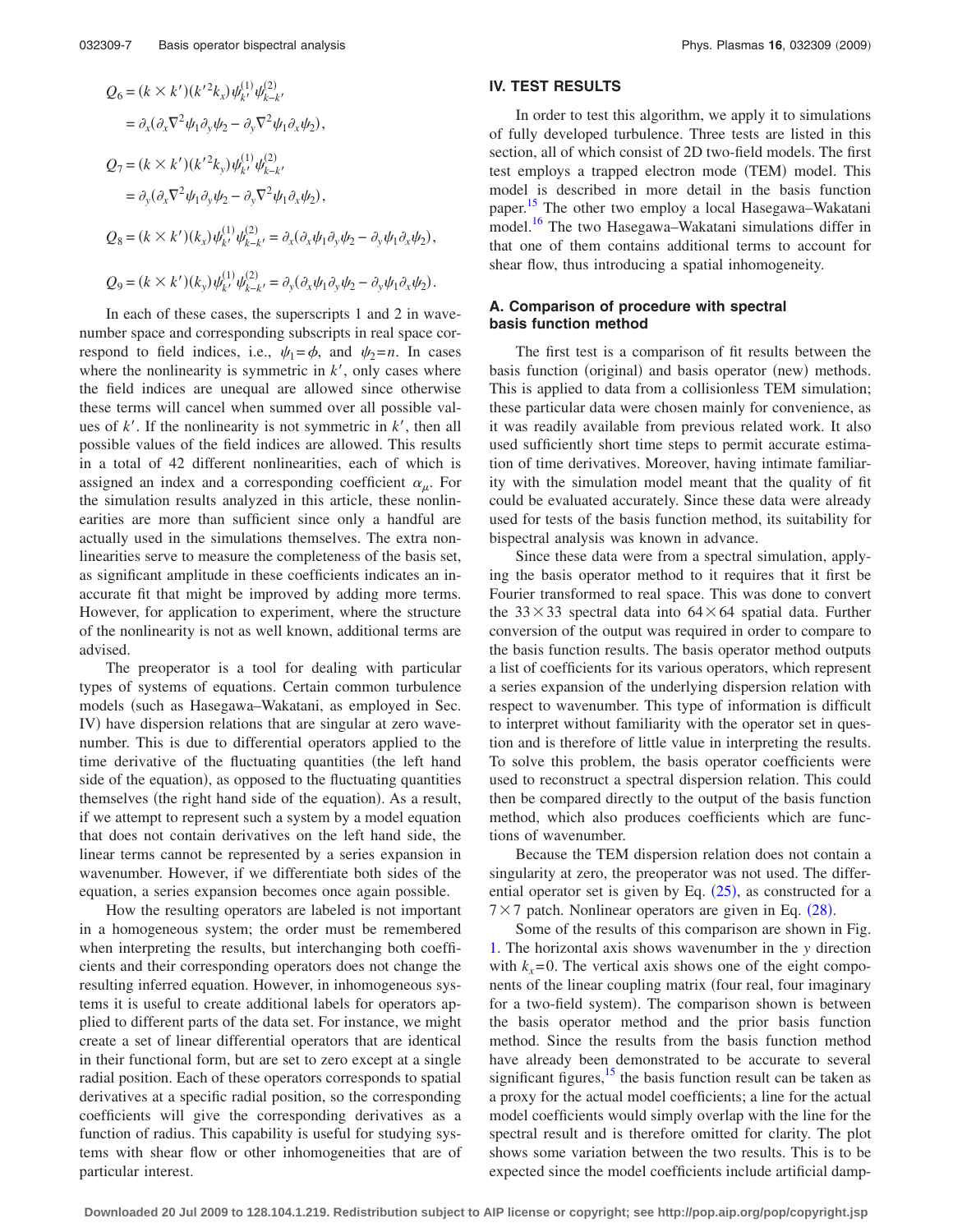$$Q_6 = (k \times k')(k'^2 k_x)\psi_{k'}^{(1)}\psi_{k-k'}^{(2)}$$

$$= \partial_x(\partial_x \nabla^2 \psi_1 \partial_y \psi_2 - \partial_y \nabla^2 \psi_1 \partial_x \psi_2),$$

$$Q_7 = (k \times k')(k'^2 k_y)\psi_{k'}^{(1)}\psi_{k-k'}^{(2)}$$

$$= \partial_y(\partial_x \nabla^2 \psi_1 \partial_y \psi_2 - \partial_y \nabla^2 \psi_1 \partial_x \psi_2),$$

$$Q_8 = (k \times k')(k_x)\psi_{k'}^{(1)}\psi_{k-k'}^{(2)} = \partial_x(\partial_x \psi_1 \partial_y \psi_2 - \partial_y \psi_1 \partial_x \psi_2),$$

$$Q_9 = (k \times k')(k_y)\psi_{k'}^{(1)}\psi_{k-k'}^{(2)} = \partial_y(\partial_x \psi_1 \partial_y \psi_2 - \partial_y \psi_1 \partial_x \psi_2).$$

In each of these cases, the superscripts 1 and 2 in wavenumber space and corresponding subscripts in real space correspond to field indices, i.e., $\psi_1 = \phi$, and $\psi_2 = n$. In cases where the nonlinearity is symmetric in $k'$, only cases where the field indices are unequal are allowed since otherwise these terms will cancel when summed over all possible values of $k'$. If the nonlinearity is not symmetric in $k'$, then all possible values of the field indices are allowed. This results in a total of 42 different nonlinearities, each of which is assigned an index and a corresponding coefficient $\alpha_\mu$. For the simulation results analyzed in this article, these nonlinearities are more than sufficient since only a handful are actually used in the simulations themselves. The extra nonlinearities serve to measure the completeness of the basis set, as significant amplitude in these coefficients indicates an inaccurate fit that might be improved by adding more terms. However, for application to experiment, where the structure of the nonlinearity is not as well known, additional terms are advised.

The preoperator is a tool for dealing with particular types of systems of equations. Certain common turbulence models (such as Hasegawa–Wakatani, as employed in Sec. IV) have dispersion relations that are singular at zero wavenumber. This is due to differential operators applied to the time derivative of the fluctuating quantities (the left hand side of the equation), as opposed to the fluctuating quantities themselves (the right hand side of the equation). As a result, if we attempt to represent such a system by a model equation that does not contain derivatives on the left hand side, the linear terms cannot be represented by a series expansion in wavenumber. However, if we differentiate both sides of the equation, a series expansion becomes once again possible.

How the resulting operators are labeled is not important in a homogeneous system; the order must be remembered when interpreting the results, but interchanging both coefficients and their corresponding operators does not change the resulting inferred equation. However, in inhomogeneous systems it is useful to create additional labels for operators applied to different parts of the data set. For instance, we might create a set of linear differential operators that are identical in their functional form, but are set to zero except at a single radial position. Each of these operators corresponds to spatial derivatives at a specific radial position, so the corresponding coefficients will give the corresponding derivatives as a function of radius. This capability is useful for studying systems with shear flow or other inhomogeneities that are of particular interest.

## IV. TEST RESULTS

In order to test this algorithm, we apply it to simulations of fully developed turbulence. Three tests are listed in this section, all of which consist of 2D two-field models. The first test employs a trapped electron mode (TEM) model. This model is described in more detail in the basis function paper.[15] The other two employ a local Hasegawa–Wakatani model.[16] The two Hasegawa–Wakatani simulations differ in that one of them contains additional terms to account for shear flow, thus introducing a spatial inhomogeneity.

### A. Comparison of procedure with spectral basis function method

The first test is a comparison of fit results between the basis function (original) and basis operator (new) methods. This is applied to data from a collisionless TEM simulation; these particular data were chosen mainly for convenience, as it was readily available from previous related work. It also used sufficiently short time steps to permit accurate estimation of time derivatives. Moreover, having intimate familiarity with the simulation model meant that the quality of fit could be evaluated accurately. Since these data were already used for tests of the basis function method, its suitability for bispectral analysis was known in advance.

Since these data were from a spectral simulation, applying the basis operator method to it requires that it first be Fourier transformed to real space. This was done to convert the $33 \times 33$ spectral data into $64 \times 64$ spatial data. Further conversion of the output was required in order to compare to the basis function results. The basis operator method outputs a list of coefficients for its various operators, which represent a series expansion of the underlying dispersion relation with respect to wavenumber. This type of information is difficult to interpret without familiarity with the operator set in question and is therefore of little value in interpreting the results. To solve this problem, the basis operator coefficients were used to reconstruct a spectral dispersion relation. This could then be compared directly to the output of the basis function method, which also produces coefficients which are functions of wavenumber.

Because the TEM dispersion relation does not contain a singularity at zero, the preoperator was not used. The differential operator set is given by Eq. (25), as constructed for a $7 \times 7$ patch. Nonlinear operators are given in Eq. (28).

Some of the results of this comparison are shown in Fig. 1. The horizontal axis shows wavenumber in the $y$ direction with $k_x = 0$. The vertical axis shows one of the eight components of the linear coupling matrix (four real, four imaginary for a two-field system). The comparison shown is between the basis operator method and the prior basis function method. Since the results from the basis function method have already been demonstrated to be accurate to several significant figures,[15] the basis function result can be taken as a proxy for the actual model coefficients; a line for the actual model coefficients would simply overlap with the line for the spectral result and is therefore omitted for clarity. The plot shows some variation between the two results. This is to be expected since the model coefficients include artificial damp-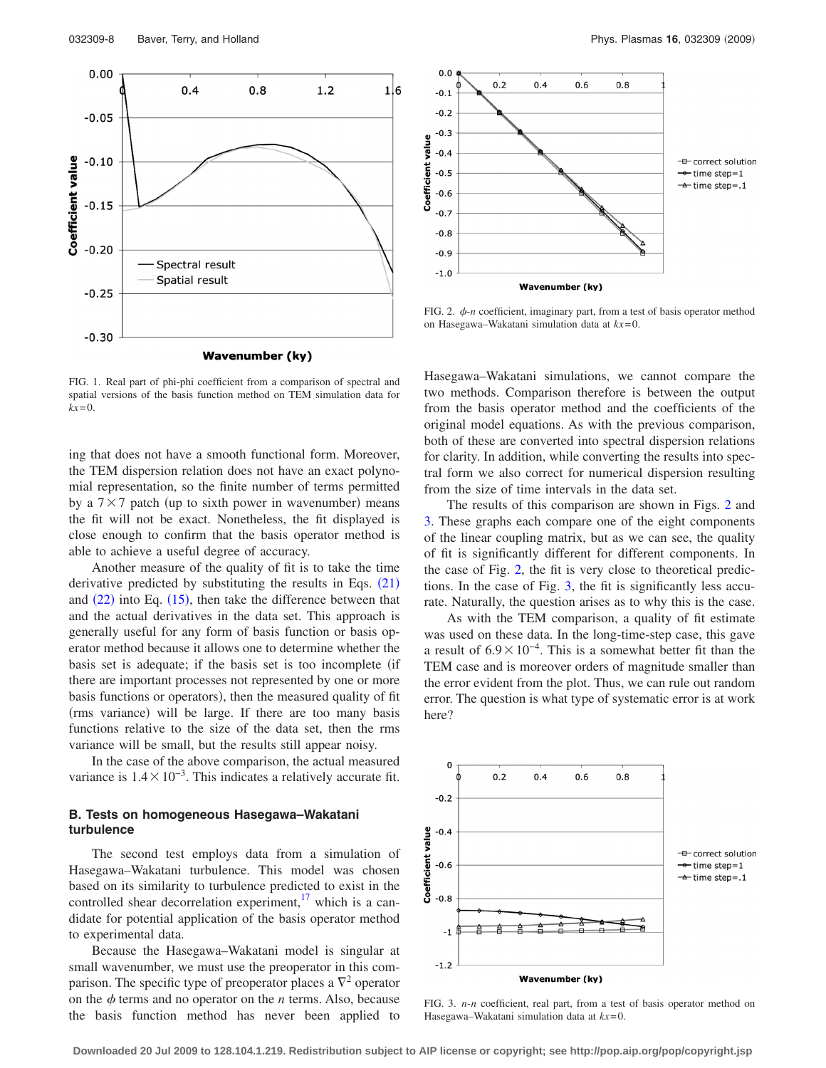FIG. 1. Real part of phi-phi coefficient from a comparison of spectral and spatial versions of the basis function method on TEM simulation data for $kx=0$.

ing that does not have a smooth functional form. Moreover, the TEM dispersion relation does not have an exact polynomial representation, so the finite number of terms permitted by a $7\times 7$ patch (up to sixth power in wavenumber) means the fit will not be exact. Nonetheless, the fit displayed is close enough to confirm that the basis operator method is able to achieve a useful degree of accuracy.

Another measure of the quality of fit is to take the time derivative predicted by substituting the results in Eqs. (21) and (22) into Eq. (15), then take the difference between that and the actual derivatives in the data set. This approach is generally useful for any form of basis function or basis operator method because it allows one to determine whether the basis set is adequate; if the basis set is too incomplete (if there are important processes not represented by one or more basis functions or operators), then the measured quality of fit (rms variance) will be large. If there are too many basis functions relative to the size of the data set, then the rms variance will be small, but the results still appear noisy.

In the case of the above comparison, the actual measured variance is $1.4\times 10^{-3}$. This indicates a relatively accurate fit.

### B. Tests on homogeneous Hasegawa–Wakatani turbulence

The second test employs data from a simulation of Hasegawa–Wakatani turbulence. This model was chosen based on its similarity to turbulence predicted to exist in the controlled shear decorrelation experiment,[17] which is a candidate for potential application of the basis operator method to experimental data.

Because the Hasegawa–Wakatani model is singular at small wavenumber, we must use the preoperator in this comparison. The specific type of preoperator places a $\nabla^2$ operator on the $\phi$ terms and no operator on the $n$ terms. Also, because the basis function method has never been applied to Hasegawa–Wakatani simulations, we cannot compare the two methods. Comparison therefore is between the output from the basis operator method and the coefficients of the original model equations. As with the previous comparison, both of these are converted into spectral dispersion relations for clarity. In addition, while converting the results into spectral form we also correct for numerical dispersion resulting from the size of time intervals in the data set.

The results of this comparison are shown in Figs. 2 and 3. These graphs each compare one of the eight components of the linear coupling matrix, but as we can see, the quality of fit is significantly different for different components. In the case of Fig. 2, the fit is very close to theoretical predictions. In the case of Fig. 3, the fit is significantly less accurate. Naturally, the question arises as to why this is the case.

As with the TEM comparison, a quality of fit estimate was used on these data. In the long-time-step case, this gave a result of $6.9\times 10^{-4}$. This is a somewhat better fit than the TEM case and is moreover orders of magnitude smaller than the error evident from the plot. Thus, we can rule out random error. The question is what type of systematic error is at work here?

FIG. 2. $\phi$-$n$ coefficient, imaginary part, from a test of basis operator method on Hasegawa–Wakatani simulation data at $kx=0$.

FIG. 3. $n$-$n$ coefficient, real part, from a test of basis operator method on Hasegawa–Wakatani simulation data at $kx=0$.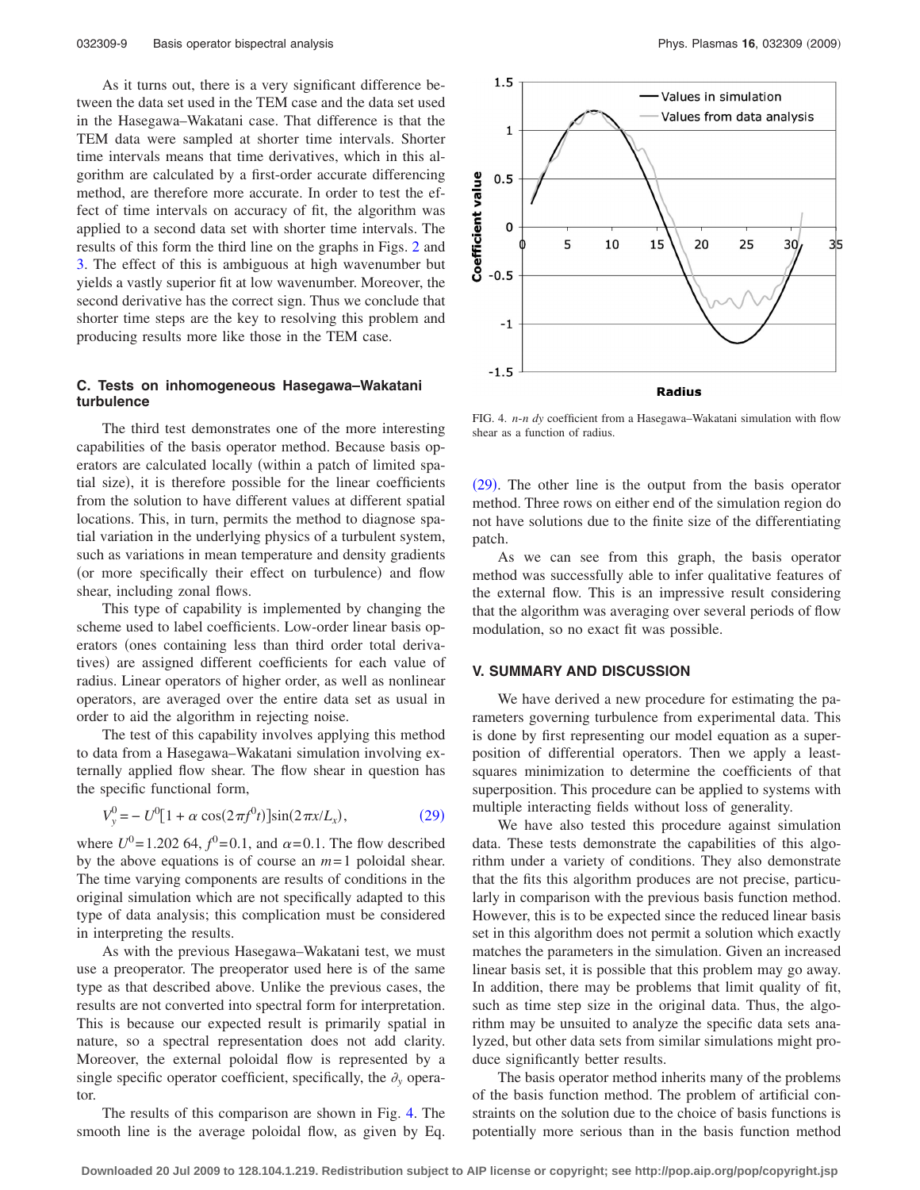As it turns out, there is a very significant difference between the data set used in the TEM case and the data set used in the Hasegawa–Wakatani case. That difference is that the TEM data were sampled at shorter time intervals. Shorter time intervals means that time derivatives, which in this algorithm are calculated by a first-order accurate differencing method, are therefore more accurate. In order to test the effect of time intervals on accuracy of fit, the algorithm was applied to a second data set with shorter time intervals. The results of this form the third line on the graphs in Figs. 2 and 3. The effect of this is ambiguous at high wavenumber but yields a vastly superior fit at low wavenumber. Moreover, the second derivative has the correct sign. Thus we conclude that shorter time steps are the key to resolving this problem and producing results more like those in the TEM case.

### C. Tests on inhomogeneous Hasegawa–Wakatani turbulence

The third test demonstrates one of the more interesting capabilities of the basis operator method. Because basis operators are calculated locally (within a patch of limited spatial size), it is therefore possible for the linear coefficients from the solution to have different values at different spatial locations. This, in turn, permits the method to diagnose spatial variation in the underlying physics of a turbulent system, such as variations in mean temperature and density gradients (or more specifically their effect on turbulence) and flow shear, including zonal flows.

This type of capability is implemented by changing the scheme used to label coefficients. Low-order linear basis operators (ones containing less than third order total derivatives) are assigned different coefficients for each value of radius. Linear operators of higher order, as well as nonlinear operators, are averaged over the entire data set as usual in order to aid the algorithm in rejecting noise.

The test of this capability involves applying this method to data from a Hasegawa–Wakatani simulation involving externally applied flow shear. The flow shear in question has the specific functional form,

$$V_y^0 = -U^0[1+\alpha\cos(2\pi f^0 t)]\sin(2\pi x/L_x), \tag{29}$$

where $U^0=1.202\,64$, $f^0=0.1$, and $\alpha=0.1$. The flow described by the above equations is of course an $m=1$ poloidal shear. The time varying components are results of conditions in the original simulation which are not specifically adapted to this type of data analysis; this complication must be considered in interpreting the results.

As with the previous Hasegawa–Wakatani test, we must use a preoperator. The preoperator used here is of the same type as that described above. Unlike the previous cases, the results are not converted into spectral form for interpretation. This is because our expected result is primarily spatial in nature, so a spectral representation does not add clarity. Moreover, the external poloidal flow is represented by a single specific operator coefficient, specifically, the $\partial_y$ operator.

The results of this comparison are shown in Fig. 4. The smooth line is the average poloidal flow, as given by Eq. (29). The other line is the output from the basis operator method. Three rows on either end of the simulation region do not have solutions due to the finite size of the differentiating patch.

FIG. 4. *n-n dy* coefficient from a Hasegawa–Wakatani simulation with flow shear as a function of radius.

As we can see from this graph, the basis operator method was successfully able to infer qualitative features of the external flow. This is an impressive result considering that the algorithm was averaging over several periods of flow modulation, so no exact fit was possible.

## V. SUMMARY AND DISCUSSION

We have derived a new procedure for estimating the parameters governing turbulence from experimental data. This is done by first representing our model equation as a superposition of differential operators. Then we apply a least-squares minimization to determine the coefficients of that superposition. This procedure can be applied to systems with multiple interacting fields without loss of generality.

We have also tested this procedure against simulation data. These tests demonstrate the capabilities of this algorithm under a variety of conditions. They also demonstrate that the fits this algorithm produces are not precise, particularly in comparison with the previous basis function method. However, this is to be expected since the reduced linear basis set in this algorithm does not permit a solution which exactly matches the parameters in the simulation. Given an increased linear basis set, it is possible that this problem may go away. In addition, there may be problems that limit quality of fit, such as time step size in the original data. Thus, the algorithm may be unsuited to analyze the specific data sets analyzed, but other data sets from similar simulations might produce significantly better results.

The basis operator method inherits many of the problems of the basis function method. The problem of artificial constraints on the solution due to the choice of basis functions is potentially more serious than in the basis function method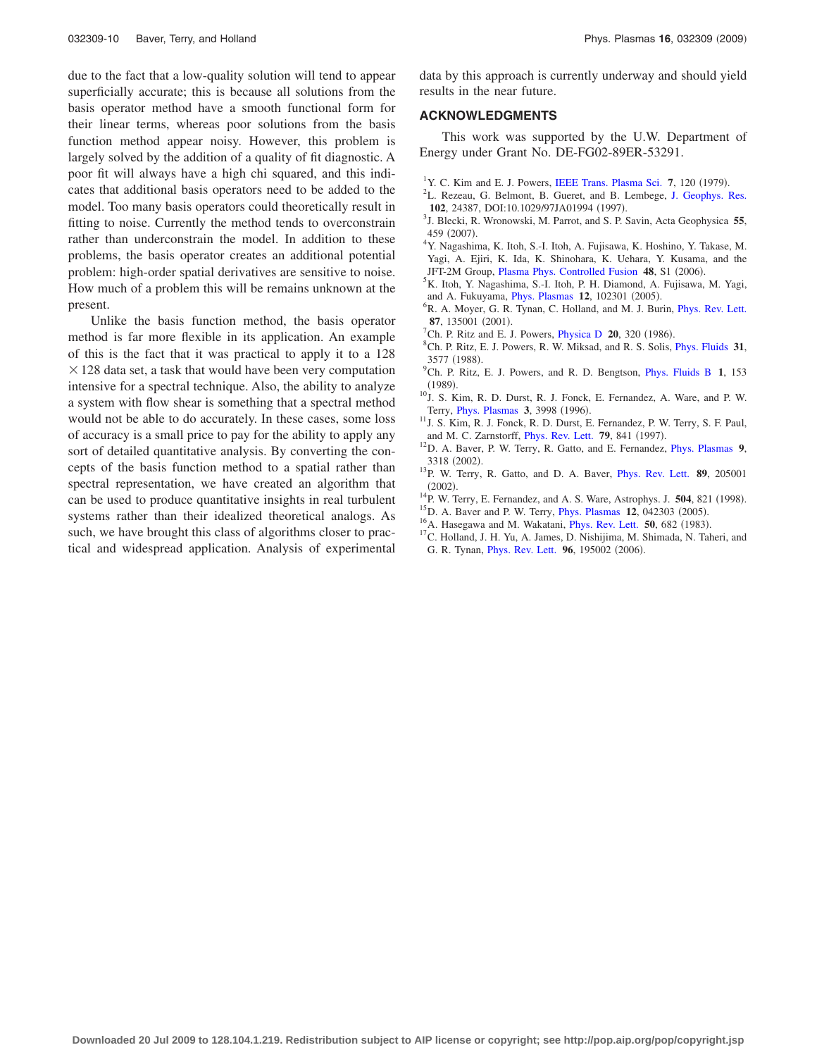due to the fact that a low-quality solution will tend to appear superficially accurate; this is because all solutions from the basis operator method have a smooth functional form for their linear terms, whereas poor solutions from the basis function method appear noisy. However, this problem is largely solved by the addition of a quality of fit diagnostic. A poor fit will always have a high chi squared, and this indicates that additional basis operators need to be added to the model. Too many basis operators could theoretically result in fitting to noise. Currently the method tends to overconstrain rather than underconstrain the model. In addition to these problems, the basis operator creates an additional potential problem: high-order spatial derivatives are sensitive to noise. How much of a problem this will be remains unknown at the present.

Unlike the basis function method, the basis operator method is far more flexible in its application. An example of this is the fact that it was practical to apply it to a $128 \times 128$ data set, a task that would have been very computation intensive for a spectral technique. Also, the ability to analyze a system with flow shear is something that a spectral method would not be able to do accurately. In these cases, some loss of accuracy is a small price to pay for the ability to apply any sort of detailed quantitative analysis. By converting the concepts of the basis function method to a spatial rather than spectral representation, we have created an algorithm that can be used to produce quantitative insights in real turbulent systems rather than their idealized theoretical analogs. As such, we have brought this class of algorithms closer to practical and widespread application. Analysis of experimental data by this approach is currently underway and should yield results in the near future.

## ACKNOWLEDGMENTS

This work was supported by the U.W. Department of Energy under Grant No. DE-FG02-89ER-53291.

[1] Y. C. Kim and E. J. Powers, IEEE Trans. Plasma Sci. **7**, 120 (1979).

[2] L. Rezeau, G. Belmont, B. Gueret, and B. Lembege, J. Geophys. Res. **102**, 24387, DOI:10.1029/97JA01994 (1997).

[3] J. Blecki, R. Wronowski, M. Parrot, and S. P. Savin, Acta Geophysica **55**, 459 (2007).

[4] Y. Nagashima, K. Itoh, S.-I. Itoh, A. Fujisawa, K. Hoshino, Y. Takase, M. Yagi, A. Ejiri, K. Ida, K. Shinohara, K. Uehara, Y. Kusama, and the JFT-2M Group, Plasma Phys. Controlled Fusion **48**, S1 (2006).

[5] K. Itoh, Y. Nagashima, S.-I. Itoh, P. H. Diamond, A. Fujisawa, M. Yagi, and A. Fukuyama, Phys. Plasmas **12**, 102301 (2005).

[6] R. A. Moyer, G. R. Tynan, C. Holland, and M. J. Burin, Phys. Rev. Lett. **87**, 135001 (2001).

[7] Ch. P. Ritz and E. J. Powers, Physica D **20**, 320 (1986).

[8] Ch. P. Ritz, E. J. Powers, R. W. Miksad, and R. S. Solis, Phys. Fluids **31**, 3577 (1988).

[9] Ch. P. Ritz, E. J. Powers, and R. D. Bengtson, Phys. Fluids B **1**, 153 (1989).

[10] J. S. Kim, R. D. Durst, R. J. Fonck, E. Fernandez, A. Ware, and P. W. Terry, Phys. Plasmas **3**, 3998 (1996).

[11] J. S. Kim, R. J. Fonck, R. D. Durst, E. Fernandez, P. W. Terry, S. F. Paul, and M. C. Zarnstorff, Phys. Rev. Lett. **79**, 841 (1997).

[12] D. A. Baver, P. W. Terry, R. Gatto, and E. Fernandez, Phys. Plasmas **9**, 3318 (2002).

[13] P. W. Terry, R. Gatto, and D. A. Baver, Phys. Rev. Lett. **89**, 205001 (2002).

[14] P. W. Terry, E. Fernandez, and A. S. Ware, Astrophys. J. **504**, 821 (1998).

[15] D. A. Baver and P. W. Terry, Phys. Plasmas **12**, 042303 (2005).

[16] A. Hasegawa and M. Wakatani, Phys. Rev. Lett. **50**, 682 (1983).

[17] C. Holland, J. H. Yu, A. James, D. Nishijima, M. Shimada, N. Taheri, and G. R. Tynan, Phys. Rev. Lett. **96**, 195002 (2006).